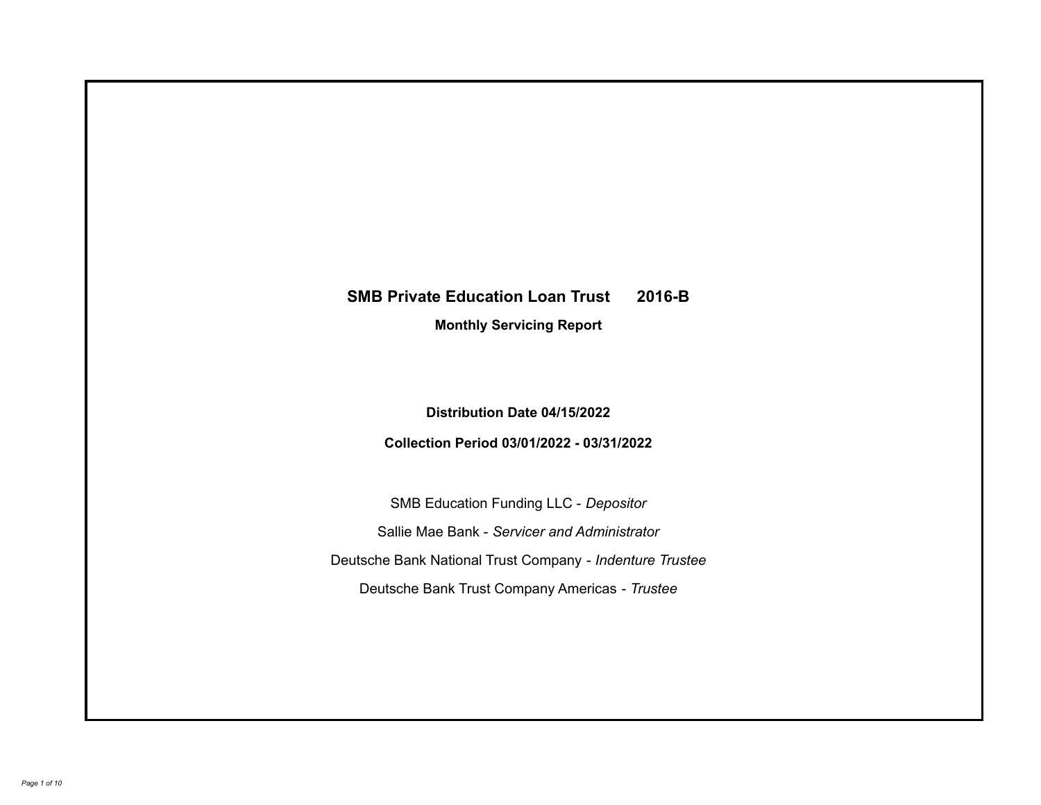# SMB Private Education Loan Trust 2016-B

## Monthly Servicing Report

**Distribution Date 04/15/2022**

**Collection Period 03/01/2022 - 03/31/2022**

SMB Education Funding LLC - *Depositor*

Sallie Mae Bank - *Servicer and Administrator*

Deutsche Bank National Trust Company - *Indenture Trustee*

Deutsche Bank Trust Company Americas - *Trustee*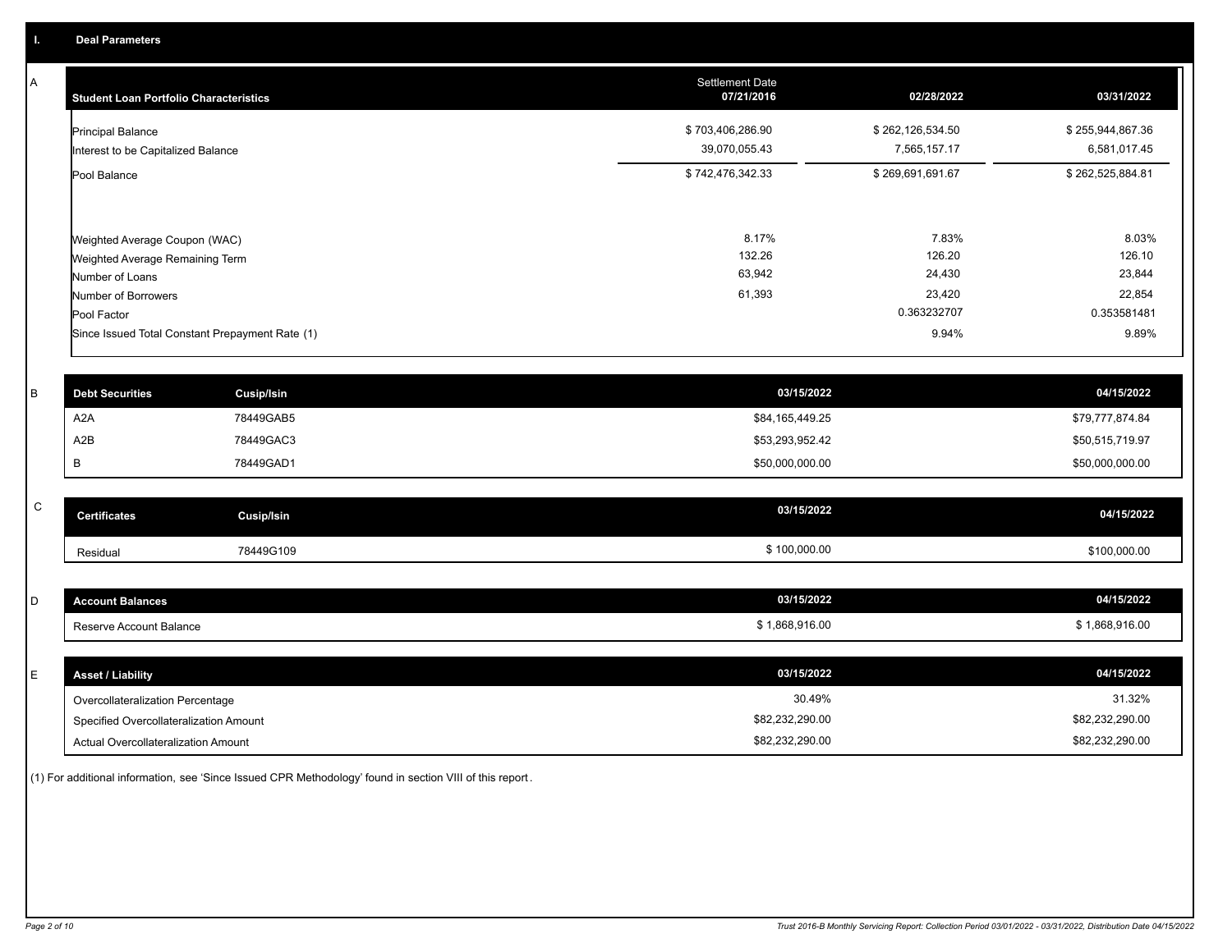## I. Deal Parameters

### A

| Student Loan Portfolio Characteristics | Settlement Date 07/21/2016 | 02/28/2022 | 03/31/2022 |
|---|---|---|---|
| Principal Balance | $ 703,406,286.90 | $ 262,126,534.50 | $ 255,944,867.36 |
| Interest to be Capitalized Balance | 39,070,055.43 | 7,565,157.17 | 6,581,017.45 |
| Pool Balance | $ 742,476,342.33 | $ 269,691,691.67 | $ 262,525,884.81 |
| | | | |
| Weighted Average Coupon (WAC) | 8.17% | 7.83% | 8.03% |
| Weighted Average Remaining Term | 132.26 | 126.20 | 126.10 |
| Number of Loans | 63,942 | 24,430 | 23,844 |
| Number of Borrowers | 61,393 | 23,420 | 22,854 |
| Pool Factor | | 0.363232707 | 0.353581481 |
| Since Issued Total Constant Prepayment Rate (1) | | 9.94% | 9.89% |

### B

| Debt Securities | Cusip/Isin | 03/15/2022 | 04/15/2022 |
|---|---|---|---|
| A2A | 78449GAB5 | $84,165,449.25 | $79,777,874.84 |
| A2B | 78449GAC3 | $53,293,952.42 | $50,515,719.97 |
| B | 78449GAD1 | $50,000,000.00 | $50,000,000.00 |

### C

| Certificates | Cusip/Isin | 03/15/2022 | 04/15/2022 |
|---|---|---|---|
| Residual | 78449G109 | $ 100,000.00 | $100,000.00 |

### D

| Account Balances | 03/15/2022 | 04/15/2022 |
|---|---|---|
| Reserve Account Balance | $ 1,868,916.00 | $ 1,868,916.00 |

### E

| Asset / Liability | 03/15/2022 | 04/15/2022 |
|---|---|---|
| Overcollateralization Percentage | 30.49% | 31.32% |
| Specified Overcollateralization Amount | $82,232,290.00 | $82,232,290.00 |
| Actual Overcollateralization Amount | $82,232,290.00 | $82,232,290.00 |

(1) For additional information, see 'Since Issued CPR Methodology' found in section VIII of this report.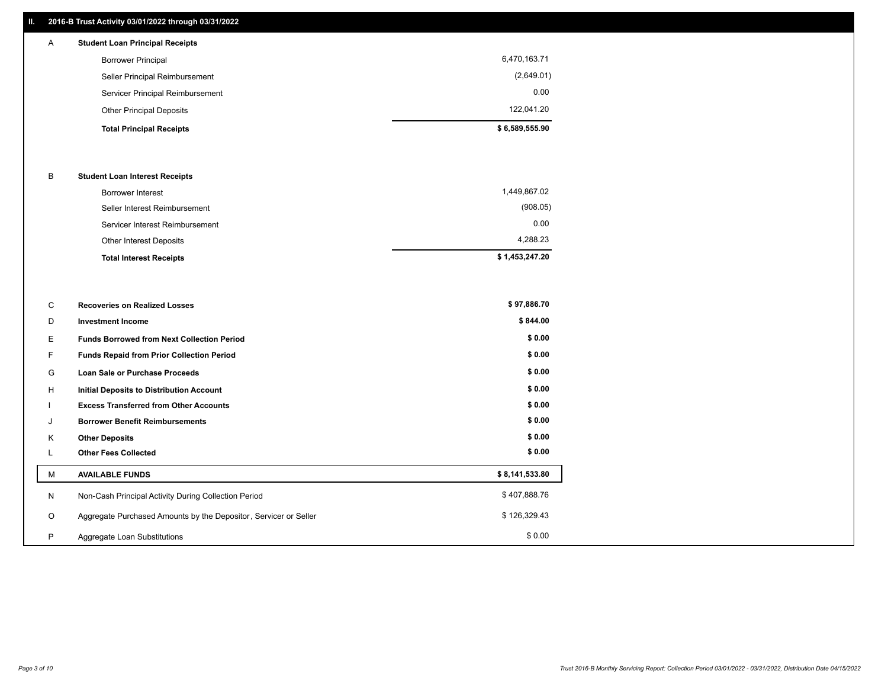## II. 2016-B Trust Activity 03/01/2022 through 03/31/2022

| | | |
|---|---|---|
| A | **Student Loan Principal Receipts** | |
| | Borrower Principal | 6,470,163.71 |
| | Seller Principal Reimbursement | (2,649.01) |
| | Servicer Principal Reimbursement | 0.00 |
| | Other Principal Deposits | 122,041.20 |
| | **Total Principal Receipts** | **$ 6,589,555.90** |
| B | **Student Loan Interest Receipts** | |
| | Borrower Interest | 1,449,867.02 |
| | Seller Interest Reimbursement | (908.05) |
| | Servicer Interest Reimbursement | 0.00 |
| | Other Interest Deposits | 4,288.23 |
| | **Total Interest Receipts** | **$ 1,453,247.20** |
| C | **Recoveries on Realized Losses** | **$ 97,886.70** |
| D | **Investment Income** | **$ 844.00** |
| E | **Funds Borrowed from Next Collection Period** | **$ 0.00** |
| F | **Funds Repaid from Prior Collection Period** | **$ 0.00** |
| G | **Loan Sale or Purchase Proceeds** | **$ 0.00** |
| H | **Initial Deposits to Distribution Account** | **$ 0.00** |
| I | **Excess Transferred from Other Accounts** | **$ 0.00** |
| J | **Borrower Benefit Reimbursements** | **$ 0.00** |
| K | **Other Deposits** | **$ 0.00** |
| L | **Other Fees Collected** | **$ 0.00** |
| M | **AVAILABLE FUNDS** | **$ 8,141,533.80** |
| N | Non-Cash Principal Activity During Collection Period | $ 407,888.76 |
| O | Aggregate Purchased Amounts by the Depositor, Servicer or Seller | $ 126,329.43 |
| P | Aggregate Loan Substitutions | $ 0.00 |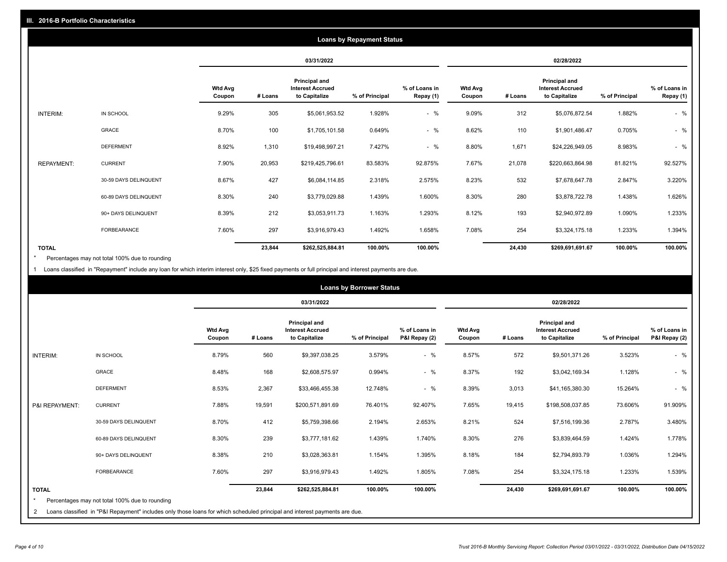## III. 2016-B Portfolio Characteristics

### Loans by Repayment Status

| | | 03/31/2022 | | | | | 02/28/2022 | | | | |
|---|---|---|---|---|---|---|---|---|---|---|---|
| | | Wtd Avg Coupon | # Loans | Principal and Interest Accrued to Capitalize | % of Principal | % of Loans in Repay (1) | Wtd Avg Coupon | # Loans | Principal and Interest Accrued to Capitalize | % of Principal | % of Loans in Repay (1) |
| INTERIM: | IN SCHOOL | 9.29% | 305 | $5,061,953.52 | 1.928% | - % | 9.09% | 312 | $5,076,872.54 | 1.882% | - % |
| | GRACE | 8.70% | 100 | $1,705,101.58 | 0.649% | - % | 8.62% | 110 | $1,901,486.47 | 0.705% | - % |
| | DEFERMENT | 8.92% | 1,310 | $19,498,997.21 | 7.427% | - % | 8.80% | 1,671 | $24,226,949.05 | 8.983% | - % |
| REPAYMENT: | CURRENT | 7.90% | 20,953 | $219,425,796.61 | 83.583% | 92.875% | 7.67% | 21,078 | $220,663,864.98 | 81.821% | 92.527% |
| | 30-59 DAYS DELINQUENT | 8.67% | 427 | $6,084,114.85 | 2.318% | 2.575% | 8.23% | 532 | $7,678,647.78 | 2.847% | 3.220% |
| | 60-89 DAYS DELINQUENT | 8.30% | 240 | $3,779,029.88 | 1.439% | 1.600% | 8.30% | 280 | $3,878,722.78 | 1.438% | 1.626% |
| | 90+ DAYS DELINQUENT | 8.39% | 212 | $3,053,911.73 | 1.163% | 1.293% | 8.12% | 193 | $2,940,972.89 | 1.090% | 1.233% |
| | FORBEARANCE | 7.60% | 297 | $3,916,979.43 | 1.492% | 1.658% | 7.08% | 254 | $3,324,175.18 | 1.233% | 1.394% |
| **TOTAL** | | | **23,844** | **$262,525,884.81** | **100.00%** | **100.00%** | | **24,430** | **$269,691,691.67** | **100.00%** | **100.00%** |

\* Percentages may not total 100% due to rounding

1 Loans classified in "Repayment" include any loan for which interim interest only, $25 fixed payments or full principal and interest payments are due.

### Loans by Borrower Status

| | | 03/31/2022 | | | | | 02/28/2022 | | | | |
|---|---|---|---|---|---|---|---|---|---|---|---|
| | | Wtd Avg Coupon | # Loans | Principal and Interest Accrued to Capitalize | % of Principal | % of Loans in P&I Repay (2) | Wtd Avg Coupon | # Loans | Principal and Interest Accrued to Capitalize | % of Principal | % of Loans in P&I Repay (2) |
| INTERIM: | IN SCHOOL | 8.79% | 560 | $9,397,038.25 | 3.579% | - % | 8.57% | 572 | $9,501,371.26 | 3.523% | - % |
| | GRACE | 8.48% | 168 | $2,608,575.97 | 0.994% | - % | 8.37% | 192 | $3,042,169.34 | 1.128% | - % |
| | DEFERMENT | 8.53% | 2,367 | $33,466,455.38 | 12.748% | - % | 8.39% | 3,013 | $41,165,380.30 | 15.264% | - % |
| P&I REPAYMENT: | CURRENT | 7.88% | 19,591 | $200,571,891.69 | 76.401% | 92.407% | 7.65% | 19,415 | $198,508,037.85 | 73.606% | 91.909% |
| | 30-59 DAYS DELINQUENT | 8.70% | 412 | $5,759,398.66 | 2.194% | 2.653% | 8.21% | 524 | $7,516,199.36 | 2.787% | 3.480% |
| | 60-89 DAYS DELINQUENT | 8.30% | 239 | $3,777,181.62 | 1.439% | 1.740% | 8.30% | 276 | $3,839,464.59 | 1.424% | 1.778% |
| | 90+ DAYS DELINQUENT | 8.38% | 210 | $3,028,363.81 | 1.154% | 1.395% | 8.18% | 184 | $2,794,893.79 | 1.036% | 1.294% |
| | FORBEARANCE | 7.60% | 297 | $3,916,979.43 | 1.492% | 1.805% | 7.08% | 254 | $3,324,175.18 | 1.233% | 1.539% |
| **TOTAL** | | | **23,844** | **$262,525,884.81** | **100.00%** | **100.00%** | | **24,430** | **$269,691,691.67** | **100.00%** | **100.00%** |

\* Percentages may not total 100% due to rounding

2 Loans classified in "P&I Repayment" includes only those loans for which scheduled principal and interest payments are due.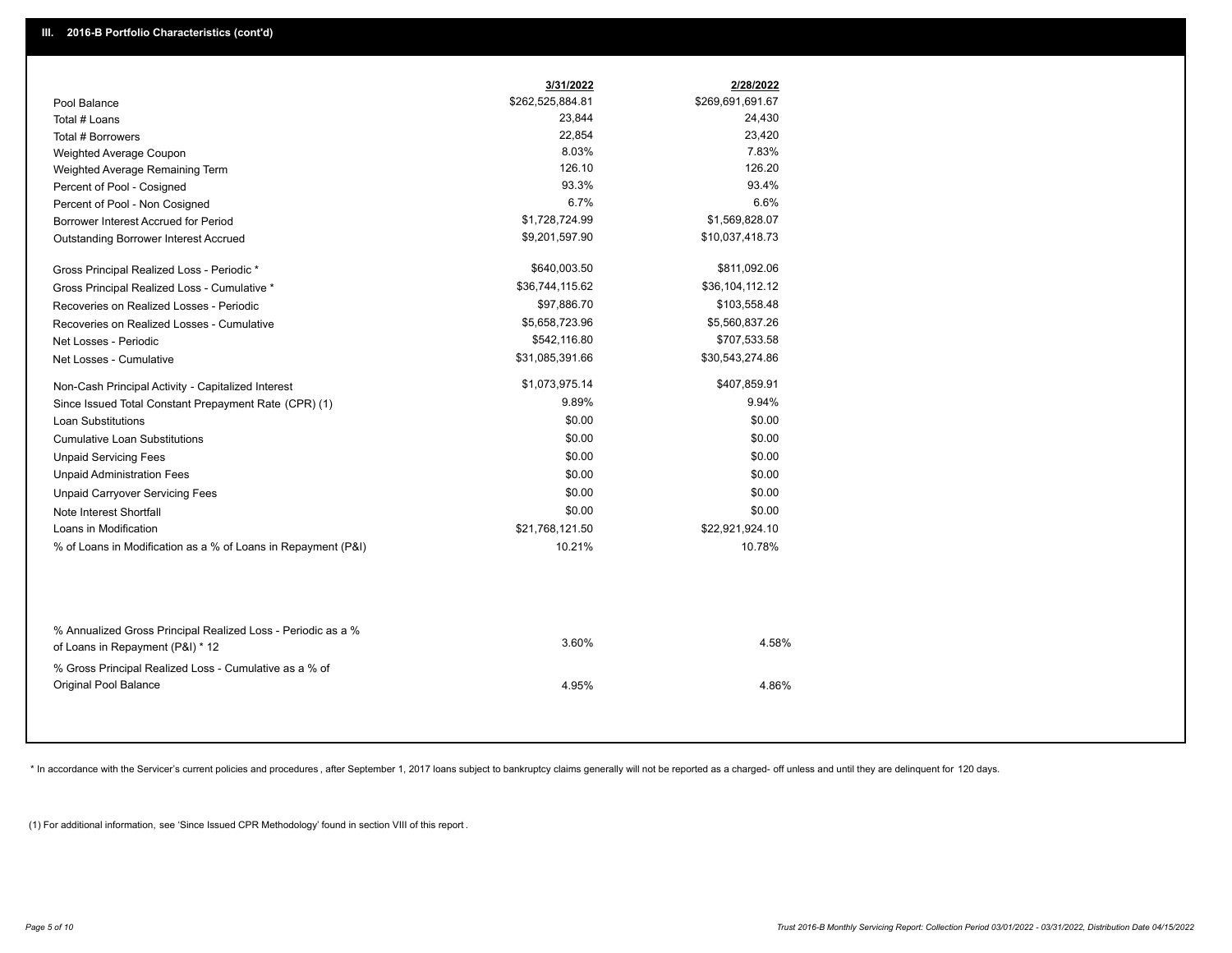## III. 2016-B Portfolio Characteristics (cont'd)

| | 3/31/2022 | 2/28/2022 |
|---|---|---|
| Pool Balance | $262,525,884.81 | $269,691,691.67 |
| Total # Loans | 23,844 | 24,430 |
| Total # Borrowers | 22,854 | 23,420 |
| Weighted Average Coupon | 8.03% | 7.83% |
| Weighted Average Remaining Term | 126.10 | 126.20 |
| Percent of Pool - Cosigned | 93.3% | 93.4% |
| Percent of Pool - Non Cosigned | 6.7% | 6.6% |
| Borrower Interest Accrued for Period | $1,728,724.99 | $1,569,828.07 |
| Outstanding Borrower Interest Accrued | $9,201,597.90 | $10,037,418.73 |
| Gross Principal Realized Loss - Periodic * | $640,003.50 | $811,092.06 |
| Gross Principal Realized Loss - Cumulative * | $36,744,115.62 | $36,104,112.12 |
| Recoveries on Realized Losses - Periodic | $97,886.70 | $103,558.48 |
| Recoveries on Realized Losses - Cumulative | $5,658,723.96 | $5,560,837.26 |
| Net Losses - Periodic | $542,116.80 | $707,533.58 |
| Net Losses - Cumulative | $31,085,391.66 | $30,543,274.86 |
| Non-Cash Principal Activity - Capitalized Interest | $1,073,975.14 | $407,859.91 |
| Since Issued Total Constant Prepayment Rate (CPR) (1) | 9.89% | 9.94% |
| Loan Substitutions | $0.00 | $0.00 |
| Cumulative Loan Substitutions | $0.00 | $0.00 |
| Unpaid Servicing Fees | $0.00 | $0.00 |
| Unpaid Administration Fees | $0.00 | $0.00 |
| Unpaid Carryover Servicing Fees | $0.00 | $0.00 |
| Note Interest Shortfall | $0.00 | $0.00 |
| Loans in Modification | $21,768,121.50 | $22,921,924.10 |
| % of Loans in Modification as a % of Loans in Repayment (P&I) | 10.21% | 10.78% |
| % Annualized Gross Principal Realized Loss - Periodic as a % of Loans in Repayment (P&I) * 12 | 3.60% | 4.58% |
| % Gross Principal Realized Loss - Cumulative as a % of Original Pool Balance | 4.95% | 4.86% |

* In accordance with the Servicer's current policies and procedures, after September 1, 2017 loans subject to bankruptcy claims generally will not be reported as a charged- off unless and until they are delinquent for 120 days.

(1) For additional information, see 'Since Issued CPR Methodology' found in section VIII of this report .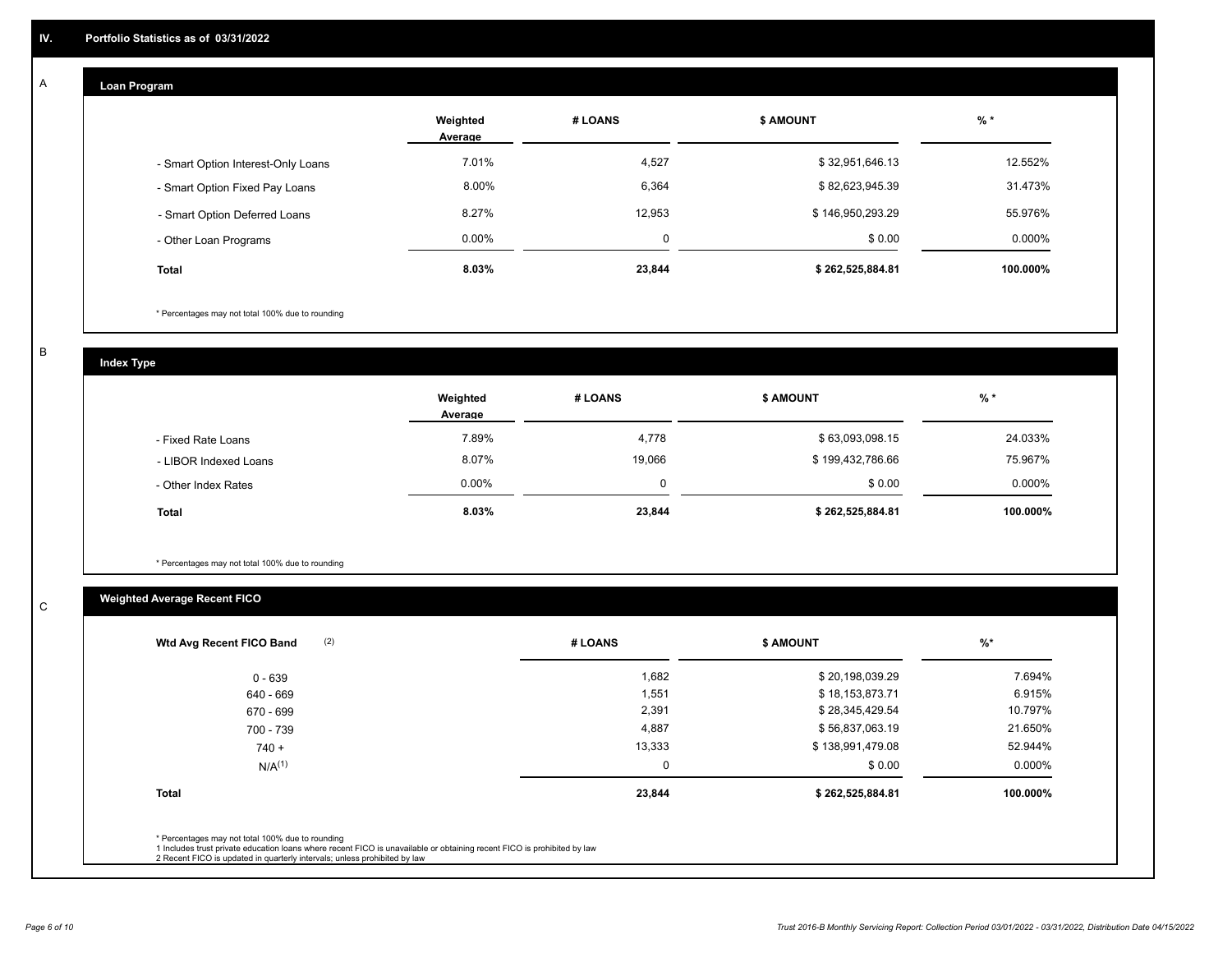## IV. Portfolio Statistics as of 03/31/2022

### A

#### Loan Program

| | Weighted Average | # LOANS | $ AMOUNT | % * |
|---|---|---|---|---|
| - Smart Option Interest-Only Loans | 7.01% | 4,527 | $ 32,951,646.13 | 12.552% |
| - Smart Option Fixed Pay Loans | 8.00% | 6,364 | $ 82,623,945.39 | 31.473% |
| - Smart Option Deferred Loans | 8.27% | 12,953 | $ 146,950,293.29 | 55.976% |
| - Other Loan Programs | 0.00% | 0 | $ 0.00 | 0.000% |
| **Total** | **8.03%** | **23,844** | **$ 262,525,884.81** | **100.000%** |

\* Percentages may not total 100% due to rounding

### B

#### Index Type

| | Weighted Average | # LOANS | $ AMOUNT | % * |
|---|---|---|---|---|
| - Fixed Rate Loans | 7.89% | 4,778 | $ 63,093,098.15 | 24.033% |
| - LIBOR Indexed Loans | 8.07% | 19,066 | $ 199,432,786.66 | 75.967% |
| - Other Index Rates | 0.00% | 0 | $ 0.00 | 0.000% |
| **Total** | **8.03%** | **23,844** | **$ 262,525,884.81** | **100.000%** |

\* Percentages may not total 100% due to rounding

### C

#### Weighted Average Recent FICO

| Wtd Avg Recent FICO Band (2) | # LOANS | $ AMOUNT | %* |
|---|---|---|---|
| 0 - 639 | 1,682 | $ 20,198,039.29 | 7.694% |
| 640 - 669 | 1,551 | $ 18,153,873.71 | 6.915% |
| 670 - 699 | 2,391 | $ 28,345,429.54 | 10.797% |
| 700 - 739 | 4,887 | $ 56,837,063.19 | 21.650% |
| 740 + | 13,333 | $ 138,991,479.08 | 52.944% |
| N/A(1) | 0 | $ 0.00 | 0.000% |
| **Total** | **23,844** | **$ 262,525,884.81** | **100.000%** |

\* Percentages may not total 100% due to rounding
1 Includes trust private education loans where recent FICO is unavailable or obtaining recent FICO is prohibited by law
2 Recent FICO is updated in quarterly intervals; unless prohibited by law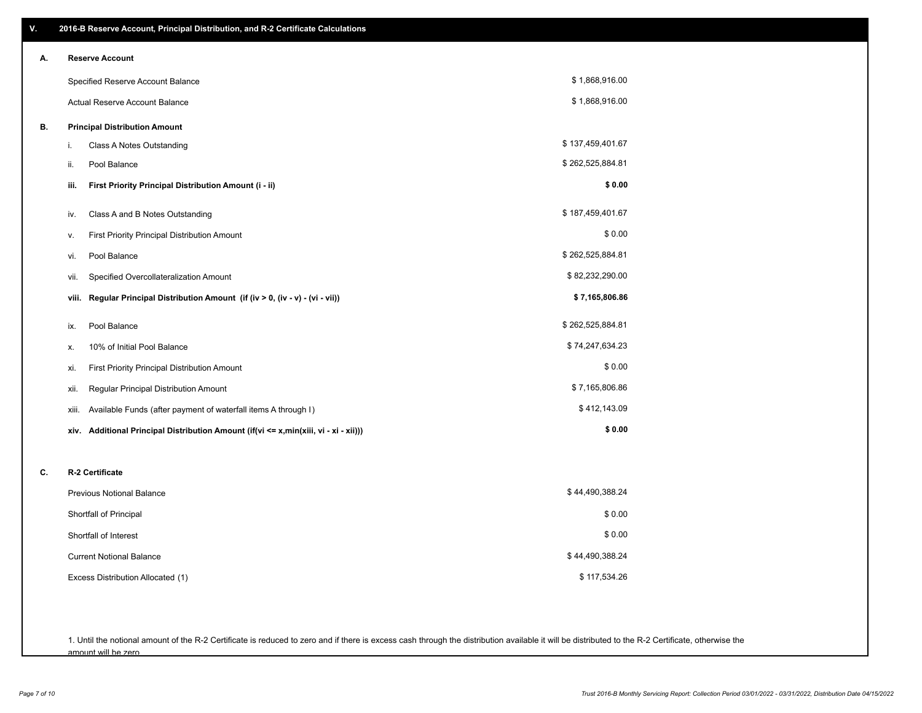## V. 2016-B Reserve Account, Principal Distribution, and R-2 Certificate Calculations

### A. Reserve Account

| | |
|---|---|
| Specified Reserve Account Balance | $ 1,868,916.00 |
| Actual Reserve Account Balance | $ 1,868,916.00 |

### B. Principal Distribution Amount

| | | |
|---|---|---|
| i. | Class A Notes Outstanding | $ 137,459,401.67 |
| ii. | Pool Balance | $ 262,525,884.81 |
| **iii.** | **First Priority Principal Distribution Amount (i - ii)** | **$ 0.00** |
| iv. | Class A and B Notes Outstanding | $ 187,459,401.67 |
| v. | First Priority Principal Distribution Amount | $ 0.00 |
| vi. | Pool Balance | $ 262,525,884.81 |
| vii. | Specified Overcollateralization Amount | $ 82,232,290.00 |
| **viii.** | **Regular Principal Distribution Amount (if (iv > 0, (iv - v) - (vi - vii))** | **$ 7,165,806.86** |
| ix. | Pool Balance | $ 262,525,884.81 |
| x. | 10% of Initial Pool Balance | $ 74,247,634.23 |
| xi. | First Priority Principal Distribution Amount | $ 0.00 |
| xii. | Regular Principal Distribution Amount | $ 7,165,806.86 |
| xiii. | Available Funds (after payment of waterfall items A through I) | $ 412,143.09 |
| **xiv.** | **Additional Principal Distribution Amount (if(vi <= x,min(xiii, vi - xi - xii)))** | **$ 0.00** |

### C. R-2 Certificate

| | |
|---|---|
| Previous Notional Balance | $ 44,490,388.24 |
| Shortfall of Principal | $ 0.00 |
| Shortfall of Interest | $ 0.00 |
| Current Notional Balance | $ 44,490,388.24 |
| Excess Distribution Allocated (1) | $ 117,534.26 |

1. Until the notional amount of the R-2 Certificate is reduced to zero and if there is excess cash through the distribution available it will be distributed to the R-2 Certificate, otherwise the amount will be zero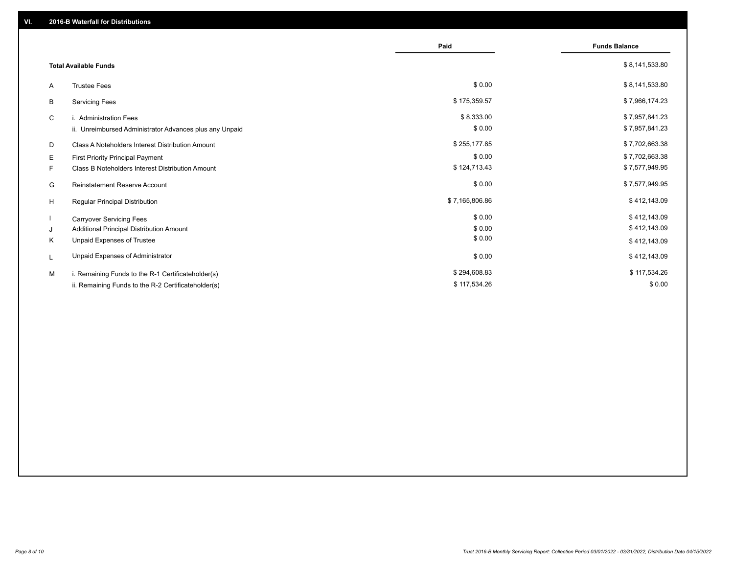## VI. 2016-B Waterfall for Distributions

| | | Paid | Funds Balance |
|---|---|---|---|
| | **Total Available Funds** | | $ 8,141,533.80 |
| A | Trustee Fees | $ 0.00 | $ 8,141,533.80 |
| B | Servicing Fees | $ 175,359.57 | $ 7,966,174.23 |
| C | i. Administration Fees | $ 8,333.00 | $ 7,957,841.23 |
| | ii. Unreimbursed Administrator Advances plus any Unpaid | $ 0.00 | $ 7,957,841.23 |
| D | Class A Noteholders Interest Distribution Amount | $ 255,177.85 | $ 7,702,663.38 |
| E | First Priority Principal Payment | $ 0.00 | $ 7,702,663.38 |
| F | Class B Noteholders Interest Distribution Amount | $ 124,713.43 | $ 7,577,949.95 |
| G | Reinstatement Reserve Account | $ 0.00 | $ 7,577,949.95 |
| H | Regular Principal Distribution | $ 7,165,806.86 | $ 412,143.09 |
| I | Carryover Servicing Fees | $ 0.00 | $ 412,143.09 |
| J | Additional Principal Distribution Amount | $ 0.00 | $ 412,143.09 |
| K | Unpaid Expenses of Trustee | $ 0.00 | $ 412,143.09 |
| L | Unpaid Expenses of Administrator | $ 0.00 | $ 412,143.09 |
| M | i. Remaining Funds to the R-1 Certificateholder(s) | $ 294,608.83 | $ 117,534.26 |
| | ii. Remaining Funds to the R-2 Certificateholder(s) | $ 117,534.26 | $ 0.00 |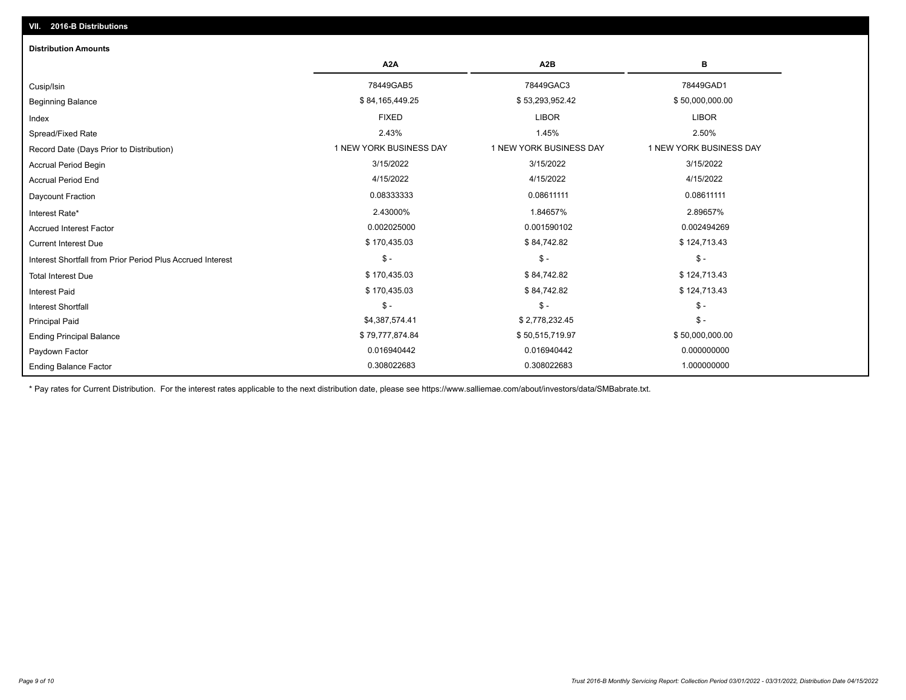## VII. 2016-B Distributions

### Distribution Amounts

| | A2A | A2B | B |
|---|---|---|---|
| Cusip/Isin | 78449GAB5 | 78449GAC3 | 78449GAD1 |
| Beginning Balance | $ 84,165,449.25 | $ 53,293,952.42 | $ 50,000,000.00 |
| Index | FIXED | LIBOR | LIBOR |
| Spread/Fixed Rate | 2.43% | 1.45% | 2.50% |
| Record Date (Days Prior to Distribution) | 1 NEW YORK BUSINESS DAY | 1 NEW YORK BUSINESS DAY | 1 NEW YORK BUSINESS DAY |
| Accrual Period Begin | 3/15/2022 | 3/15/2022 | 3/15/2022 |
| Accrual Period End | 4/15/2022 | 4/15/2022 | 4/15/2022 |
| Daycount Fraction | 0.08333333 | 0.08611111 | 0.08611111 |
| Interest Rate* | 2.43000% | 1.84657% | 2.89657% |
| Accrued Interest Factor | 0.002025000 | 0.001590102 | 0.002494269 |
| Current Interest Due | $ 170,435.03 | $ 84,742.82 | $ 124,713.43 |
| Interest Shortfall from Prior Period Plus Accrued Interest | $ - | $ - | $ - |
| Total Interest Due | $ 170,435.03 | $ 84,742.82 | $ 124,713.43 |
| Interest Paid | $ 170,435.03 | $ 84,742.82 | $ 124,713.43 |
| Interest Shortfall | $ - | $ - | $ - |
| Principal Paid | $4,387,574.41 | $ 2,778,232.45 | $ - |
| Ending Principal Balance | $ 79,777,874.84 | $ 50,515,719.97 | $ 50,000,000.00 |
| Paydown Factor | 0.016940442 | 0.016940442 | 0.000000000 |
| Ending Balance Factor | 0.308022683 | 0.308022683 | 1.000000000 |

\* Pay rates for Current Distribution. For the interest rates applicable to the next distribution date, please see https://www.salliemae.com/about/investors/data/SMBabrate.txt.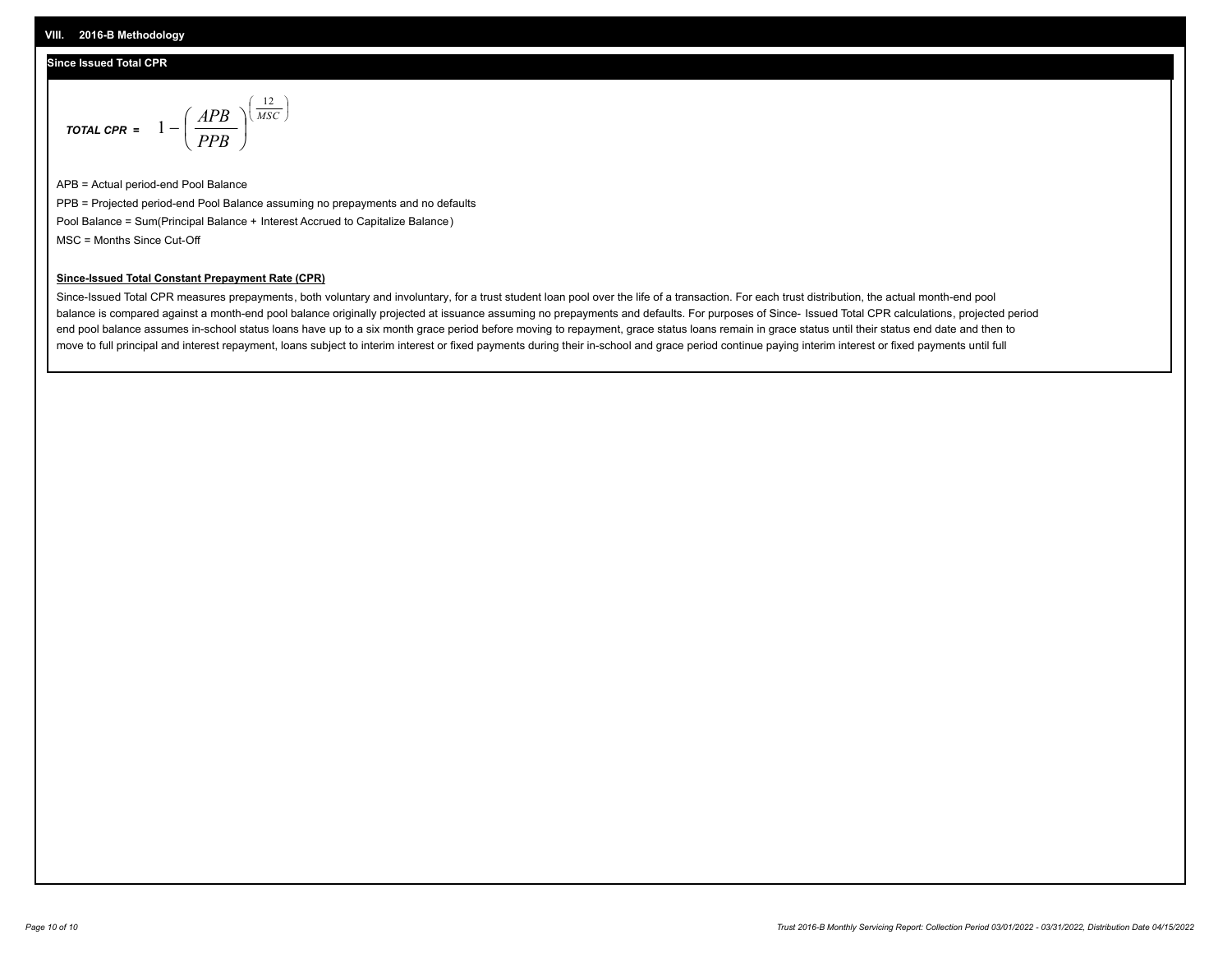## VIII. 2016-B Methodology

### Since Issued Total CPR

$$\textit{TOTAL CPR} = 1 - \left( \frac{APB}{PPB} \right)^{\left( \frac{12}{MSC} \right)}$$

APB = Actual period-end Pool Balance

PPB = Projected period-end Pool Balance assuming no prepayments and no defaults

Pool Balance = Sum(Principal Balance + Interest Accrued to Capitalize Balance)

MSC = Months Since Cut-Off

**Since-Issued Total Constant Prepayment Rate (CPR)**

Since-Issued Total CPR measures prepayments, both voluntary and involuntary, for a trust student loan pool over the life of a transaction. For each trust distribution, the actual month-end pool balance is compared against a month-end pool balance originally projected at issuance assuming no prepayments and defaults. For purposes of Since- Issued Total CPR calculations, projected period end pool balance assumes in-school status loans have up to a six month grace period before moving to repayment, grace status loans remain in grace status until their status end date and then to move to full principal and interest repayment, loans subject to interim interest or fixed payments during their in-school and grace period continue paying interim interest or fixed payments until full